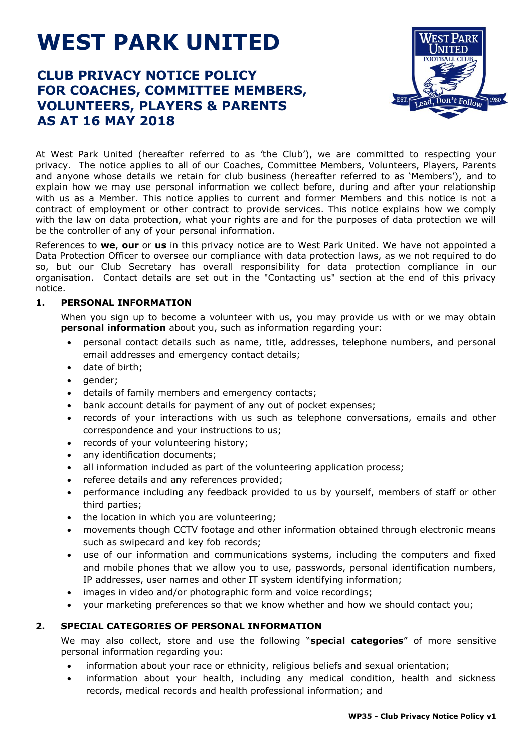# WEST PARK UNITED

## CLUB PRIVACY NOTICE POLICY
## FOR COACHES, COMMITTEE MEMBERS, VOLUNTEERS, PLAYERS & PARENTS
## AS AT 16 MAY 2018

At West Park United (hereafter referred to as 'the Club'), we are committed to respecting your privacy. The notice applies to all of our Coaches, Committee Members, Volunteers, Players, Parents and anyone whose details we retain for club business (hereafter referred to as 'Members'), and to explain how we may use personal information we collect before, during and after your relationship with us as a Member. This notice applies to current and former Members and this notice is not a contract of employment or other contract to provide services. This notice explains how we comply with the law on data protection, what your rights are and for the purposes of data protection we will be the controller of any of your personal information.

References to **we**, **our** or **us** in this privacy notice are to West Park United. We have not appointed a Data Protection Officer to oversee our compliance with data protection laws, as we not required to do so, but our Club Secretary has overall responsibility for data protection compliance in our organisation. Contact details are set out in the "Contacting us" section at the end of this privacy notice.

### 1. PERSONAL INFORMATION

When you sign up to become a volunteer with us, you may provide us with or we may obtain **personal information** about you, such as information regarding your:

- personal contact details such as name, title, addresses, telephone numbers, and personal email addresses and emergency contact details;
- date of birth;
- gender;
- details of family members and emergency contacts;
- bank account details for payment of any out of pocket expenses;
- records of your interactions with us such as telephone conversations, emails and other correspondence and your instructions to us;
- records of your volunteering history;
- any identification documents;
- all information included as part of the volunteering application process;
- referee details and any references provided;
- performance including any feedback provided to us by yourself, members of staff or other third parties;
- the location in which you are volunteering;
- movements though CCTV footage and other information obtained through electronic means such as swipecard and key fob records;
- use of our information and communications systems, including the computers and fixed and mobile phones that we allow you to use, passwords, personal identification numbers, IP addresses, user names and other IT system identifying information;
- images in video and/or photographic form and voice recordings;
- your marketing preferences so that we know whether and how we should contact you;

### 2. SPECIAL CATEGORIES OF PERSONAL INFORMATION

We may also collect, store and use the following "**special categories**" of more sensitive personal information regarding you:

- information about your race or ethnicity, religious beliefs and sexual orientation;
- information about your health, including any medical condition, health and sickness records, medical records and health professional information; and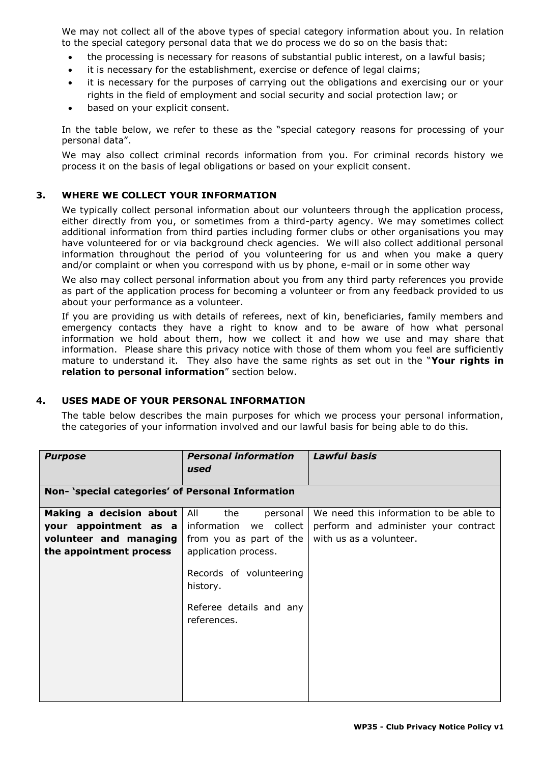We may not collect all of the above types of special category information about you. In relation to the special category personal data that we do process we do so on the basis that:

- the processing is necessary for reasons of substantial public interest, on a lawful basis;
- it is necessary for the establishment, exercise or defence of legal claims;
- it is necessary for the purposes of carrying out the obligations and exercising our or your rights in the field of employment and social security and social protection law; or
- based on your explicit consent.

In the table below, we refer to these as the "special category reasons for processing of your personal data".

We may also collect criminal records information from you. For criminal records history we process it on the basis of legal obligations or based on your explicit consent.

## 3. WHERE WE COLLECT YOUR INFORMATION

We typically collect personal information about our volunteers through the application process, either directly from you, or sometimes from a third-party agency. We may sometimes collect additional information from third parties including former clubs or other organisations you may have volunteered for or via background check agencies. We will also collect additional personal information throughout the period of you volunteering for us and when you make a query and/or complaint or when you correspond with us by phone, e-mail or in some other way

We also may collect personal information about you from any third party references you provide as part of the application process for becoming a volunteer or from any feedback provided to us about your performance as a volunteer.

If you are providing us with details of referees, next of kin, beneficiaries, family members and emergency contacts they have a right to know and to be aware of how what personal information we hold about them, how we collect it and how we use and may share that information. Please share this privacy notice with those of them whom you feel are sufficiently mature to understand it. They also have the same rights as set out in the "**Your rights in relation to personal information**" section below.

## 4. USES MADE OF YOUR PERSONAL INFORMATION

The table below describes the main purposes for which we process your personal information, the categories of your information involved and our lawful basis for being able to do this.

| ***Purpose*** | ***Personal information used*** | ***Lawful basis*** |
|---|---|---|
| **Non- 'special categories' of Personal Information** | | |
| **Making a decision about your appointment as a volunteer and managing the appointment process** | All the personal information we collect from you as part of the application process.<br><br>Records of volunteering history.<br><br>Referee details and any references. | We need this information to be able to perform and administer your contract with us as a volunteer. |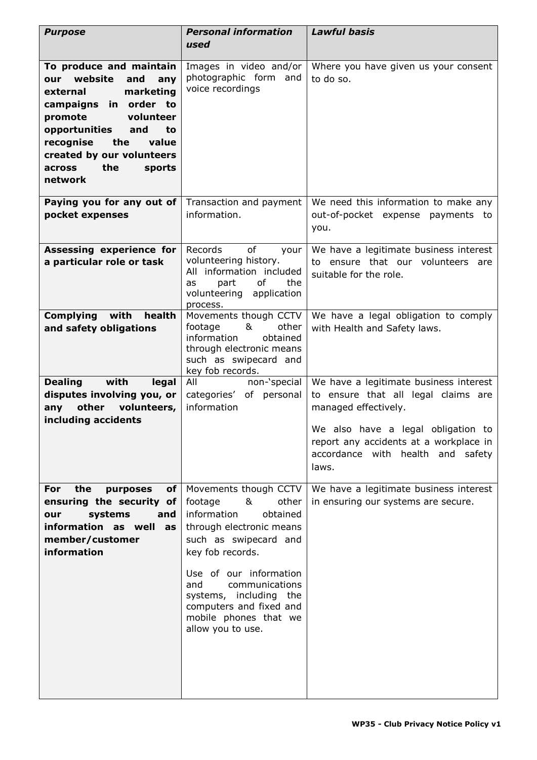| *Purpose* | *Personal information used* | *Lawful basis* |
|---|---|---|
| **To produce and maintain our website and any external marketing campaigns in order to promote volunteer opportunities and to recognise the value created by our volunteers across the sports network** | Images in video and/or photographic form and voice recordings | Where you have given us your consent to do so. |
| **Paying you for any out of pocket expenses** | Transaction and payment information. | We need this information to make any out-of-pocket expense payments to you. |
| **Assessing experience for a particular role or task** | Records of your volunteering history. All information included as part of the volunteering application process. | We have a legitimate business interest to ensure that our volunteers are suitable for the role. |
| **Complying with health and safety obligations** | Movements though CCTV footage & other information obtained through electronic means such as swipecard and key fob records. | We have a legal obligation to comply with Health and Safety laws. |
| **Dealing with legal disputes involving you, or any other volunteers, including accidents** | All non-'special categories' of personal information | We have a legitimate business interest to ensure that all legal claims are managed effectively. We also have a legal obligation to report any accidents at a workplace in accordance with health and safety laws. |
| **For the purposes of ensuring the security of our systems and information as well as member/customer information** | Movements though CCTV footage & other information obtained through electronic means such as swipecard and key fob records. Use of our information and communications systems, including the computers and fixed and mobile phones that we allow you to use. | We have a legitimate business interest in ensuring our systems are secure. |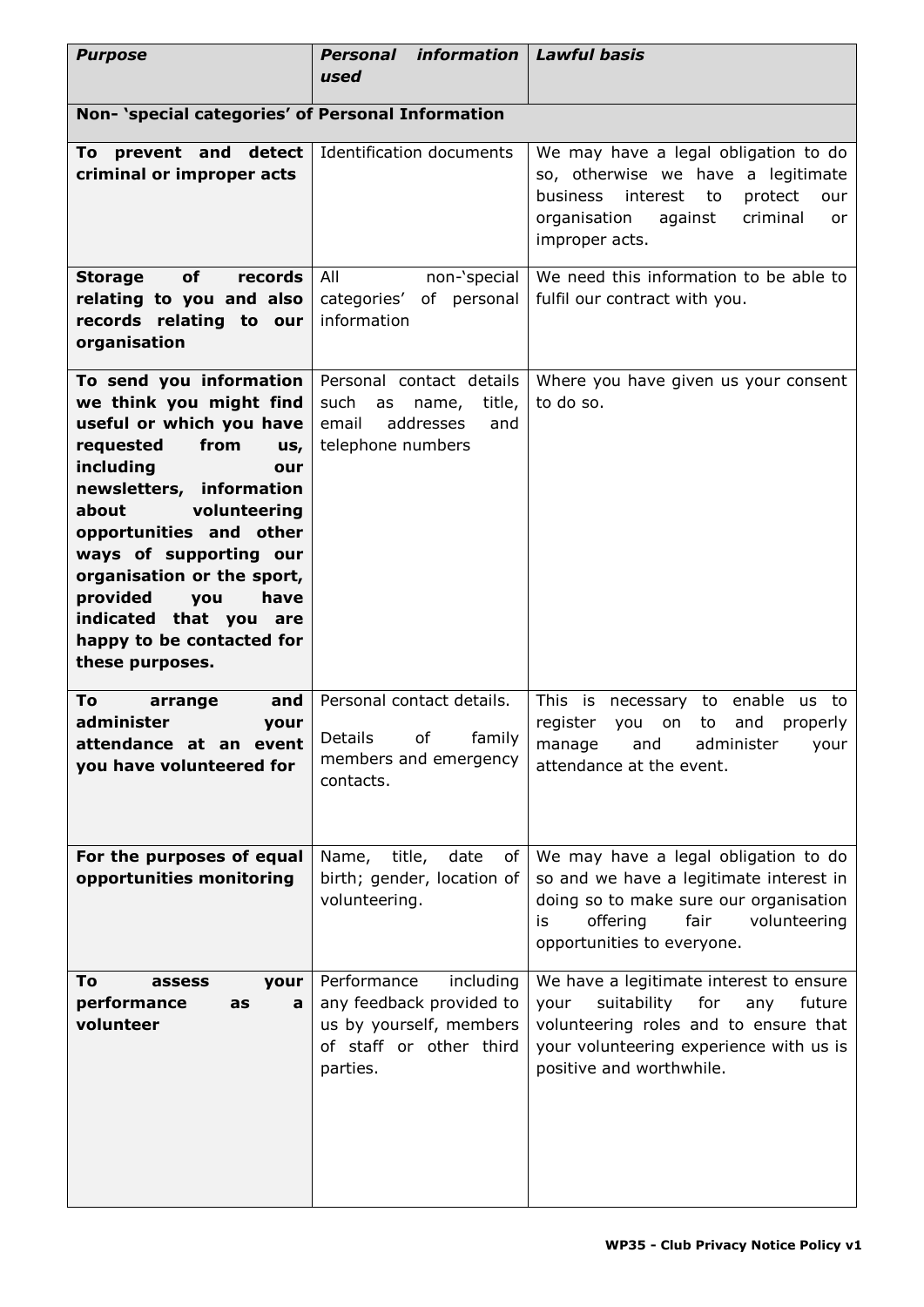| *Purpose* | *Personal information used* | *Lawful basis* |
|---|---|---|
| **Non- 'special categories' of Personal Information** | | |
| **To prevent and detect criminal or improper acts** | Identification documents | We may have a legal obligation to do so, otherwise we have a legitimate business interest to protect our organisation against criminal or improper acts. |
| **Storage of records relating to you and also records relating to our organisation** | All non-'special categories' of personal information | We need this information to be able to fulfil our contract with you. |
| **To send you information we think you might find useful or which you have requested from us, including our newsletters, information about volunteering opportunities and other ways of supporting our organisation or the sport, provided you have indicated that you are happy to be contacted for these purposes.** | Personal contact details such as name, title, email addresses and telephone numbers | Where you have given us your consent to do so. |
| **To arrange and administer your attendance at an event you have volunteered for** | Personal contact details.<br><br>Details of family members and emergency contacts. | This is necessary to enable us to register you on to and properly manage and administer your attendance at the event. |
| **For the purposes of equal opportunities monitoring** | Name, title, date of birth; gender, location of volunteering. | We may have a legal obligation to do so and we have a legitimate interest in doing so to make sure our organisation is offering fair volunteering opportunities to everyone. |
| **To assess your performance as a volunteer** | Performance including any feedback provided to us by yourself, members of staff or other third parties. | We have a legitimate interest to ensure your suitability for any future volunteering roles and to ensure that your volunteering experience with us is positive and worthwhile. |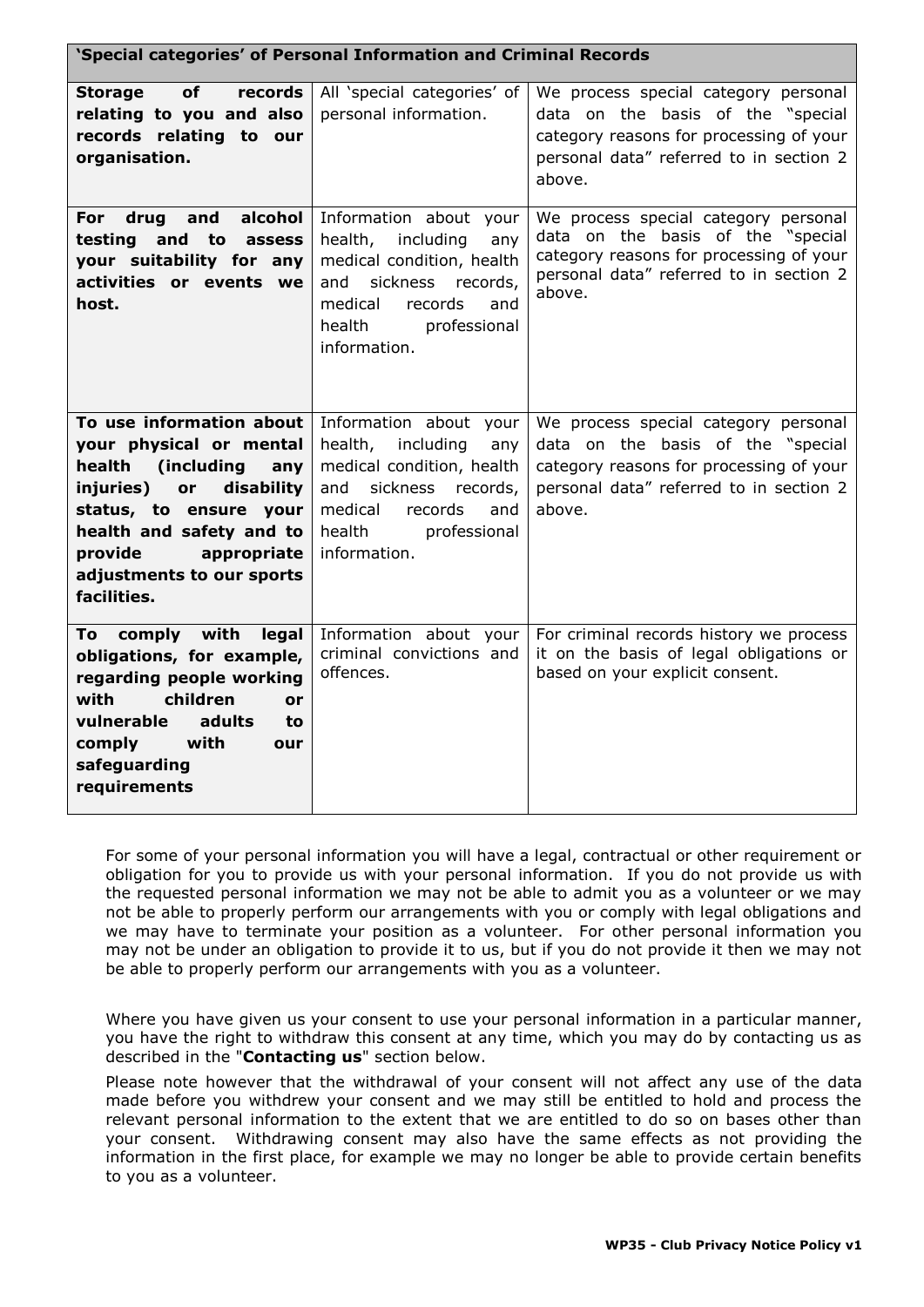| 'Special categories' of Personal Information and Criminal Records | | |
|---|---|---|
| **Storage of records relating to you and also records relating to our organisation.** | All 'special categories' of personal information. | We process special category personal data on the basis of the "special category reasons for processing of your personal data" referred to in section 2 above. |
| **For drug and alcohol testing and to assess your suitability for any activities or events we host.** | Information about your health, including any medical condition, health and sickness records, medical records and health professional information. | We process special category personal data on the basis of the "special category reasons for processing of your personal data" referred to in section 2 above. |
| **To use information about your physical or mental health (including any injuries) or disability status, to ensure your health and safety and to provide appropriate adjustments to our sports facilities.** | Information about your health, including any medical condition, health and sickness records, medical records and health professional information. | We process special category personal data on the basis of the "special category reasons for processing of your personal data" referred to in section 2 above. |
| **To comply with legal obligations, for example, regarding people working with children or vulnerable adults to comply with our safeguarding requirements** | Information about your criminal convictions and offences. | For criminal records history we process it on the basis of legal obligations or based on your explicit consent. |

For some of your personal information you will have a legal, contractual or other requirement or obligation for you to provide us with your personal information. If you do not provide us with the requested personal information we may not be able to admit you as a volunteer or we may not be able to properly perform our arrangements with you or comply with legal obligations and we may have to terminate your position as a volunteer. For other personal information you may not be under an obligation to provide it to us, but if you do not provide it then we may not be able to properly perform our arrangements with you as a volunteer.

Where you have given us your consent to use your personal information in a particular manner, you have the right to withdraw this consent at any time, which you may do by contacting us as described in the "**Contacting us**" section below.

Please note however that the withdrawal of your consent will not affect any use of the data made before you withdrew your consent and we may still be entitled to hold and process the relevant personal information to the extent that we are entitled to do so on bases other than your consent. Withdrawing consent may also have the same effects as not providing the information in the first place, for example we may no longer be able to provide certain benefits to you as a volunteer.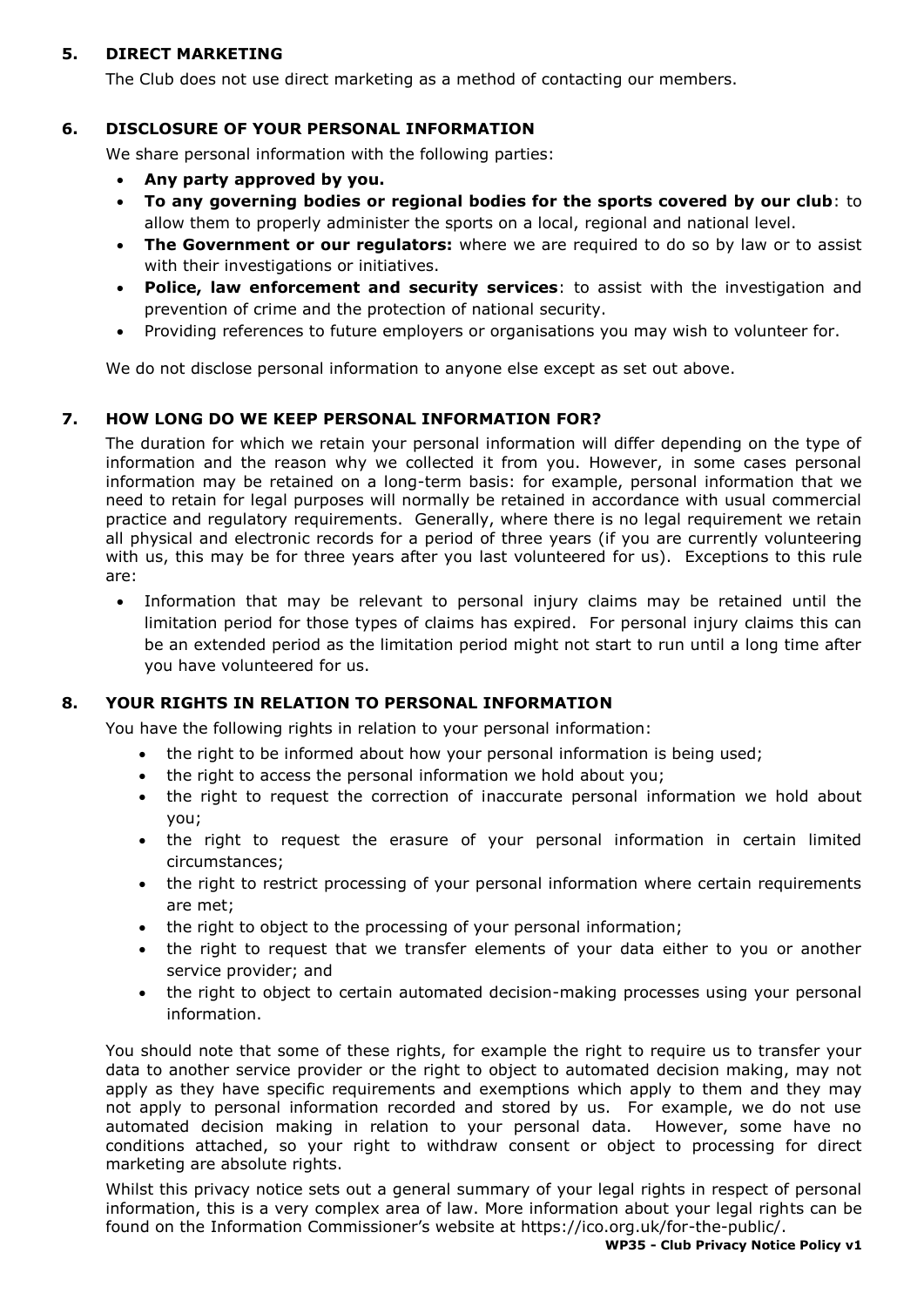## 5. DIRECT MARKETING

The Club does not use direct marketing as a method of contacting our members.

## 6. DISCLOSURE OF YOUR PERSONAL INFORMATION

We share personal information with the following parties:

- **Any party approved by you.**
- **To any governing bodies or regional bodies for the sports covered by our club**: to allow them to properly administer the sports on a local, regional and national level.
- **The Government or our regulators:** where we are required to do so by law or to assist with their investigations or initiatives.
- **Police, law enforcement and security services**: to assist with the investigation and prevention of crime and the protection of national security.
- Providing references to future employers or organisations you may wish to volunteer for.

We do not disclose personal information to anyone else except as set out above.

## 7. HOW LONG DO WE KEEP PERSONAL INFORMATION FOR?

The duration for which we retain your personal information will differ depending on the type of information and the reason why we collected it from you. However, in some cases personal information may be retained on a long-term basis: for example, personal information that we need to retain for legal purposes will normally be retained in accordance with usual commercial practice and regulatory requirements. Generally, where there is no legal requirement we retain all physical and electronic records for a period of three years (if you are currently volunteering with us, this may be for three years after you last volunteered for us). Exceptions to this rule are:

- Information that may be relevant to personal injury claims may be retained until the limitation period for those types of claims has expired. For personal injury claims this can be an extended period as the limitation period might not start to run until a long time after you have volunteered for us.

## 8. YOUR RIGHTS IN RELATION TO PERSONAL INFORMATION

You have the following rights in relation to your personal information:

- the right to be informed about how your personal information is being used;
- the right to access the personal information we hold about you;
- the right to request the correction of inaccurate personal information we hold about you;
- the right to request the erasure of your personal information in certain limited circumstances;
- the right to restrict processing of your personal information where certain requirements are met;
- the right to object to the processing of your personal information;
- the right to request that we transfer elements of your data either to you or another service provider; and
- the right to object to certain automated decision-making processes using your personal information.

You should note that some of these rights, for example the right to require us to transfer your data to another service provider or the right to object to automated decision making, may not apply as they have specific requirements and exemptions which apply to them and they may not apply to personal information recorded and stored by us. For example, we do not use automated decision making in relation to your personal data. However, some have no conditions attached, so your right to withdraw consent or object to processing for direct marketing are absolute rights.

Whilst this privacy notice sets out a general summary of your legal rights in respect of personal information, this is a very complex area of law. More information about your legal rights can be found on the Information Commissioner's website at https://ico.org.uk/for-the-public/.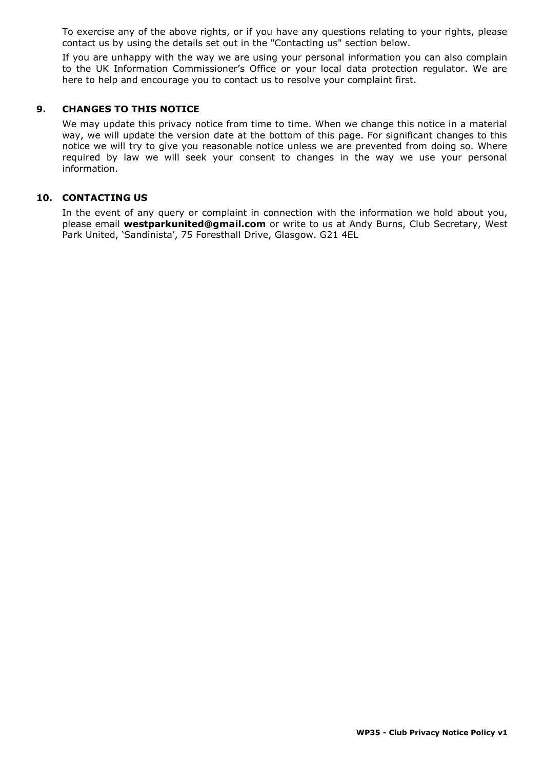To exercise any of the above rights, or if you have any questions relating to your rights, please contact us by using the details set out in the "Contacting us" section below.

If you are unhappy with the way we are using your personal information you can also complain to the UK Information Commissioner's Office or your local data protection regulator. We are here to help and encourage you to contact us to resolve your complaint first.

## 9. CHANGES TO THIS NOTICE

We may update this privacy notice from time to time. When we change this notice in a material way, we will update the version date at the bottom of this page. For significant changes to this notice we will try to give you reasonable notice unless we are prevented from doing so. Where required by law we will seek your consent to changes in the way we use your personal information.

## 10. CONTACTING US

In the event of any query or complaint in connection with the information we hold about you, please email **westparkunited@gmail.com** or write to us at Andy Burns, Club Secretary, West Park United, 'Sandinista', 75 Foresthall Drive, Glasgow. G21 4EL